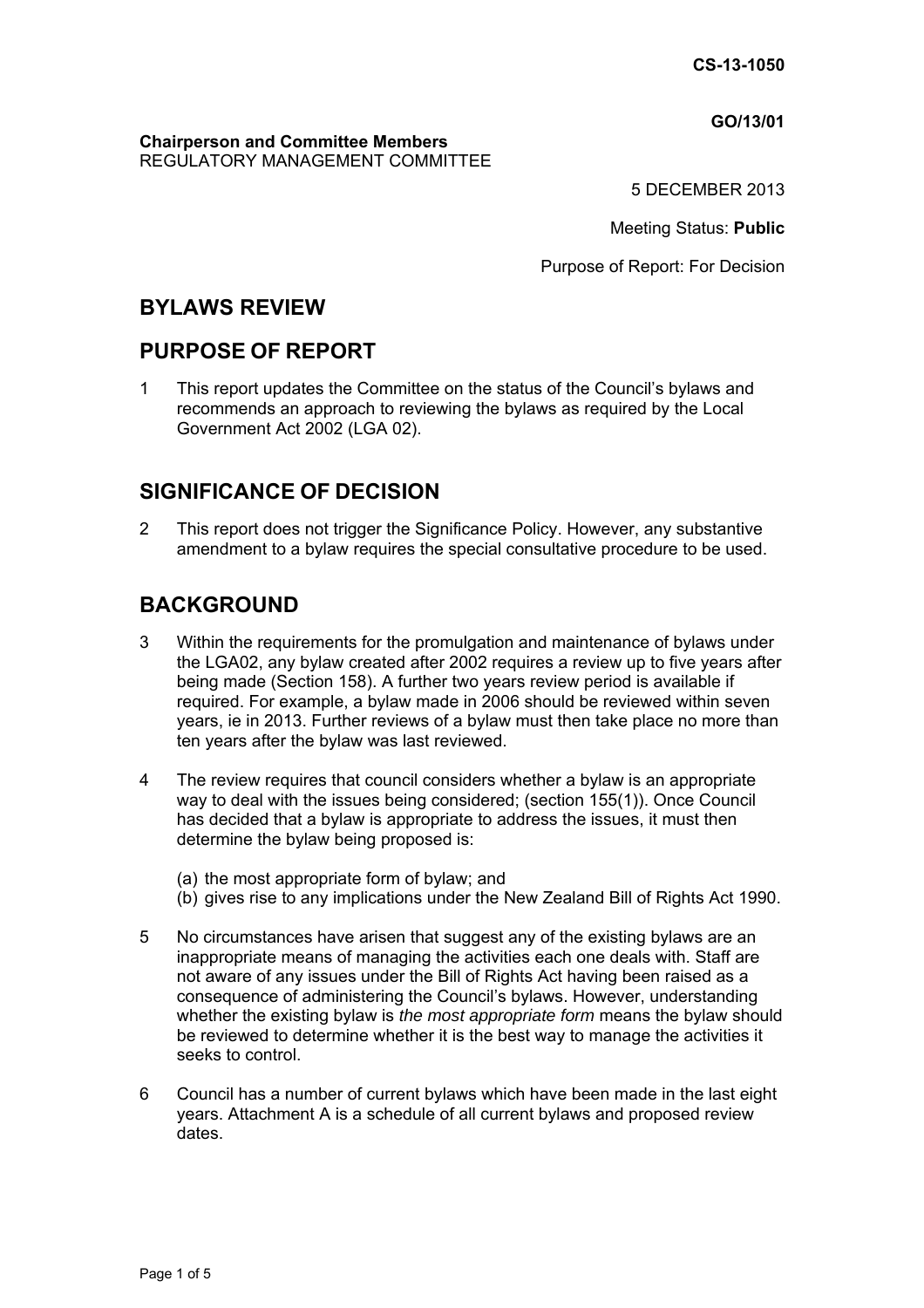**CS-13-1050**

**GO/13/01**

**Chairperson and Committee Members**
REGULATORY MANAGEMENT COMMITTEE

5 DECEMBER 2013

Meeting Status: **Public**

Purpose of Report: For Decision

## BYLAWS REVIEW

## PURPOSE OF REPORT

1 This report updates the Committee on the status of the Council's bylaws and recommends an approach to reviewing the bylaws as required by the Local Government Act 2002 (LGA 02).

## SIGNIFICANCE OF DECISION

2 This report does not trigger the Significance Policy. However, any substantive amendment to a bylaw requires the special consultative procedure to be used.

## BACKGROUND

3 Within the requirements for the promulgation and maintenance of bylaws under the LGA02, any bylaw created after 2002 requires a review up to five years after being made (Section 158). A further two years review period is available if required. For example, a bylaw made in 2006 should be reviewed within seven years, ie in 2013. Further reviews of a bylaw must then take place no more than ten years after the bylaw was last reviewed.

4 The review requires that council considers whether a bylaw is an appropriate way to deal with the issues being considered; (section 155(1)). Once Council has decided that a bylaw is appropriate to address the issues, it must then determine the bylaw being proposed is:

(a) the most appropriate form of bylaw; and
(b) gives rise to any implications under the New Zealand Bill of Rights Act 1990.

5 No circumstances have arisen that suggest any of the existing bylaws are an inappropriate means of managing the activities each one deals with. Staff are not aware of any issues under the Bill of Rights Act having been raised as a consequence of administering the Council's bylaws. However, understanding whether the existing bylaw is *the most appropriate form* means the bylaw should be reviewed to determine whether it is the best way to manage the activities it seeks to control.

6 Council has a number of current bylaws which have been made in the last eight years. Attachment A is a schedule of all current bylaws and proposed review dates.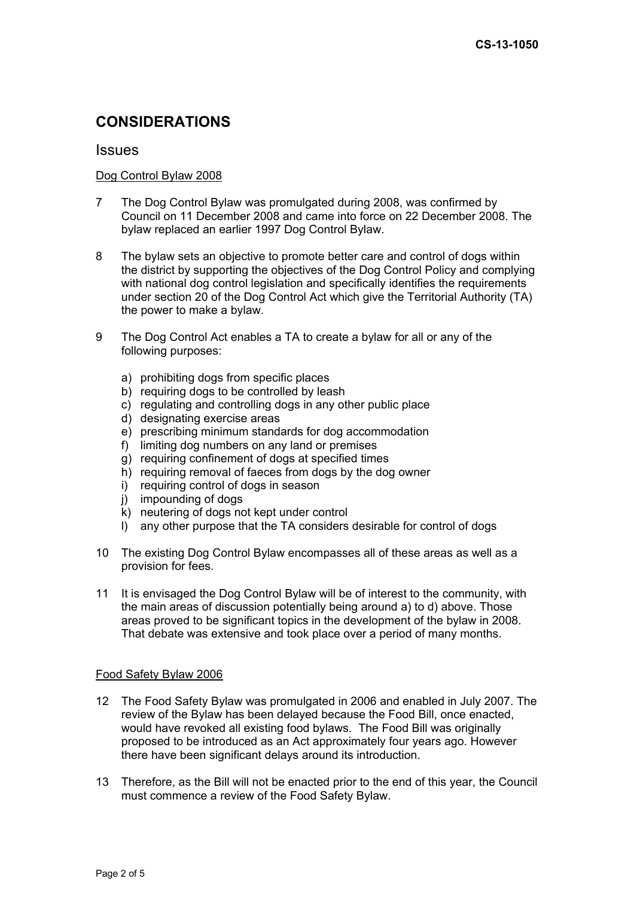## CONSIDERATIONS

### Issues

Dog Control Bylaw 2008

7 The Dog Control Bylaw was promulgated during 2008, was confirmed by Council on 11 December 2008 and came into force on 22 December 2008. The bylaw replaced an earlier 1997 Dog Control Bylaw.

8 The bylaw sets an objective to promote better care and control of dogs within the district by supporting the objectives of the Dog Control Policy and complying with national dog control legislation and specifically identifies the requirements under section 20 of the Dog Control Act which give the Territorial Authority (TA) the power to make a bylaw.

9 The Dog Control Act enables a TA to create a bylaw for all or any of the following purposes:

a) prohibiting dogs from specific places
b) requiring dogs to be controlled by leash
c) regulating and controlling dogs in any other public place
d) designating exercise areas
e) prescribing minimum standards for dog accommodation
f) limiting dog numbers on any land or premises
g) requiring confinement of dogs at specified times
h) requiring removal of faeces from dogs by the dog owner
i) requiring control of dogs in season
j) impounding of dogs
k) neutering of dogs not kept under control
l) any other purpose that the TA considers desirable for control of dogs

10 The existing Dog Control Bylaw encompasses all of these areas as well as a provision for fees.

11 It is envisaged the Dog Control Bylaw will be of interest to the community, with the main areas of discussion potentially being around a) to d) above. Those areas proved to be significant topics in the development of the bylaw in 2008. That debate was extensive and took place over a period of many months.

Food Safety Bylaw 2006

12 The Food Safety Bylaw was promulgated in 2006 and enabled in July 2007. The review of the Bylaw has been delayed because the Food Bill, once enacted, would have revoked all existing food bylaws. The Food Bill was originally proposed to be introduced as an Act approximately four years ago. However there have been significant delays around its introduction.

13 Therefore, as the Bill will not be enacted prior to the end of this year, the Council must commence a review of the Food Safety Bylaw.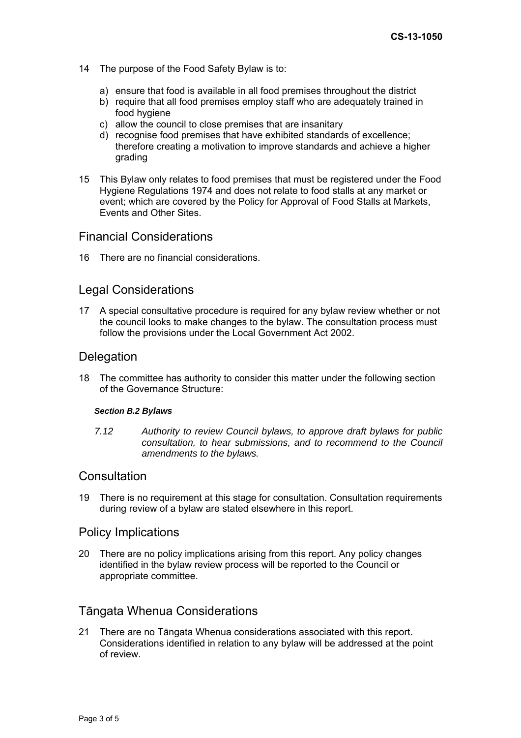14 The purpose of the Food Safety Bylaw is to:

a) ensure that food is available in all food premises throughout the district
b) require that all food premises employ staff who are adequately trained in food hygiene
c) allow the council to close premises that are insanitary
d) recognise food premises that have exhibited standards of excellence; therefore creating a motivation to improve standards and achieve a higher grading

15 This Bylaw only relates to food premises that must be registered under the Food Hygiene Regulations 1974 and does not relate to food stalls at any market or event; which are covered by the Policy for Approval of Food Stalls at Markets, Events and Other Sites.

## Financial Considerations

16 There are no financial considerations.

## Legal Considerations

17 A special consultative procedure is required for any bylaw review whether or not the council looks to make changes to the bylaw. The consultation process must follow the provisions under the Local Government Act 2002.

## Delegation

18 The committee has authority to consider this matter under the following section of the Governance Structure:

***Section B.2 Bylaws***

*7.12 Authority to review Council bylaws, to approve draft bylaws for public consultation, to hear submissions, and to recommend to the Council amendments to the bylaws.*

## Consultation

19 There is no requirement at this stage for consultation. Consultation requirements during review of a bylaw are stated elsewhere in this report.

## Policy Implications

20 There are no policy implications arising from this report. Any policy changes identified in the bylaw review process will be reported to the Council or appropriate committee.

## Tāngata Whenua Considerations

21 There are no Tāngata Whenua considerations associated with this report. Considerations identified in relation to any bylaw will be addressed at the point of review.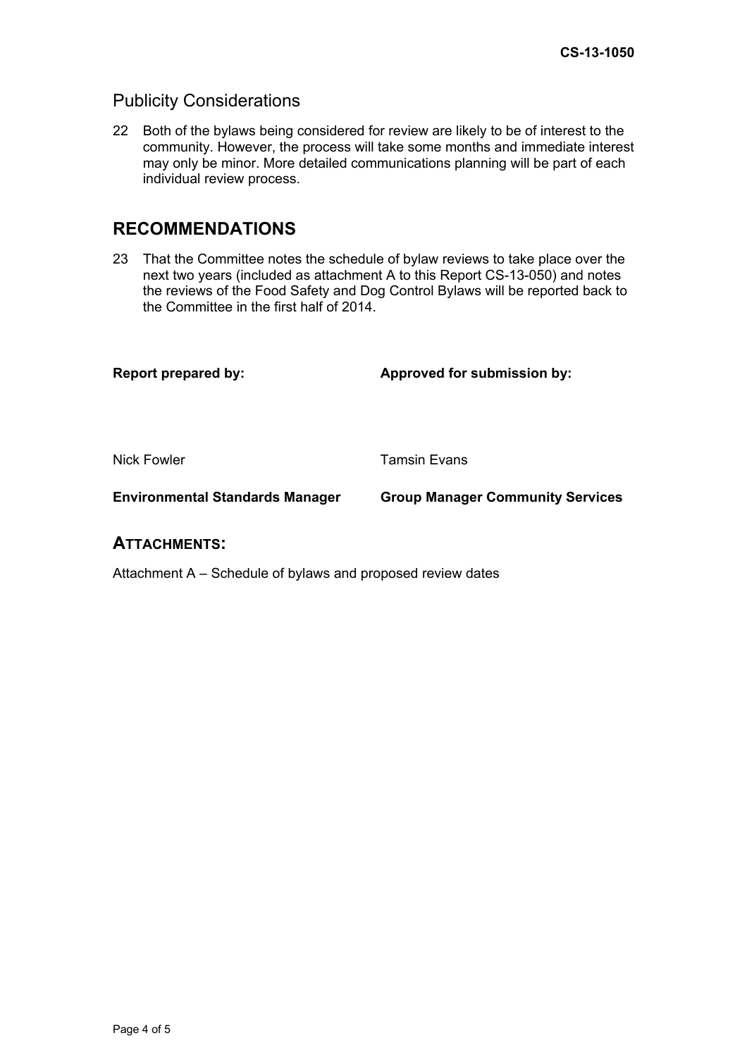## Publicity Considerations

22 Both of the bylaws being considered for review are likely to be of interest to the community. However, the process will take some months and immediate interest may only be minor. More detailed communications planning will be part of each individual review process.

# RECOMMENDATIONS

23 That the Committee notes the schedule of bylaw reviews to take place over the next two years (included as attachment A to this Report CS-13-050) and notes the reviews of the Food Safety and Dog Control Bylaws will be reported back to the Committee in the first half of 2014.

| | |
|---|---|
| **Report prepared by:** | **Approved for submission by:** |
| Nick Fowler | Tamsin Evans |
| **Environmental Standards Manager** | **Group Manager Community Services** |

## ATTACHMENTS:

Attachment A – Schedule of bylaws and proposed review dates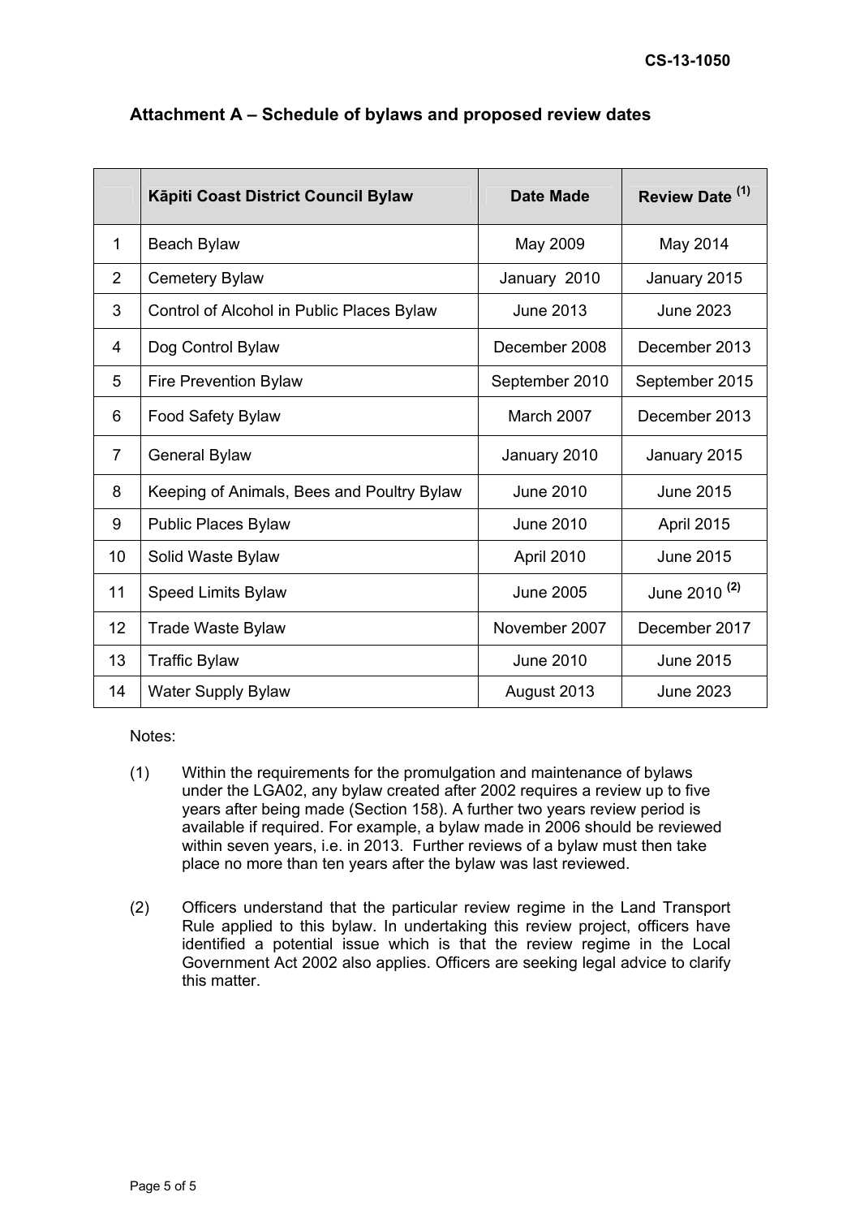CS-13-1050

## Attachment A – Schedule of bylaws and proposed review dates

| | Kāpiti Coast District Council Bylaw | Date Made | Review Date [1] |
|---|---|---|---|
| 1 | Beach Bylaw | May 2009 | May 2014 |
| 2 | Cemetery Bylaw | January 2010 | January 2015 |
| 3 | Control of Alcohol in Public Places Bylaw | June 2013 | June 2023 |
| 4 | Dog Control Bylaw | December 2008 | December 2013 |
| 5 | Fire Prevention Bylaw | September 2010 | September 2015 |
| 6 | Food Safety Bylaw | March 2007 | December 2013 |
| 7 | General Bylaw | January 2010 | January 2015 |
| 8 | Keeping of Animals, Bees and Poultry Bylaw | June 2010 | June 2015 |
| 9 | Public Places Bylaw | June 2010 | April 2015 |
| 10 | Solid Waste Bylaw | April 2010 | June 2015 |
| 11 | Speed Limits Bylaw | June 2005 | June 2010 [2] |
| 12 | Trade Waste Bylaw | November 2007 | December 2017 |
| 13 | Traffic Bylaw | June 2010 | June 2015 |
| 14 | Water Supply Bylaw | August 2013 | June 2023 |

Notes:

(1) Within the requirements for the promulgation and maintenance of bylaws under the LGA02, any bylaw created after 2002 requires a review up to five years after being made (Section 158). A further two years review period is available if required. For example, a bylaw made in 2006 should be reviewed within seven years, i.e. in 2013. Further reviews of a bylaw must then take place no more than ten years after the bylaw was last reviewed.

(2) Officers understand that the particular review regime in the Land Transport Rule applied to this bylaw. In undertaking this review project, officers have identified a potential issue which is that the review regime in the Local Government Act 2002 also applies. Officers are seeking legal advice to clarify this matter.